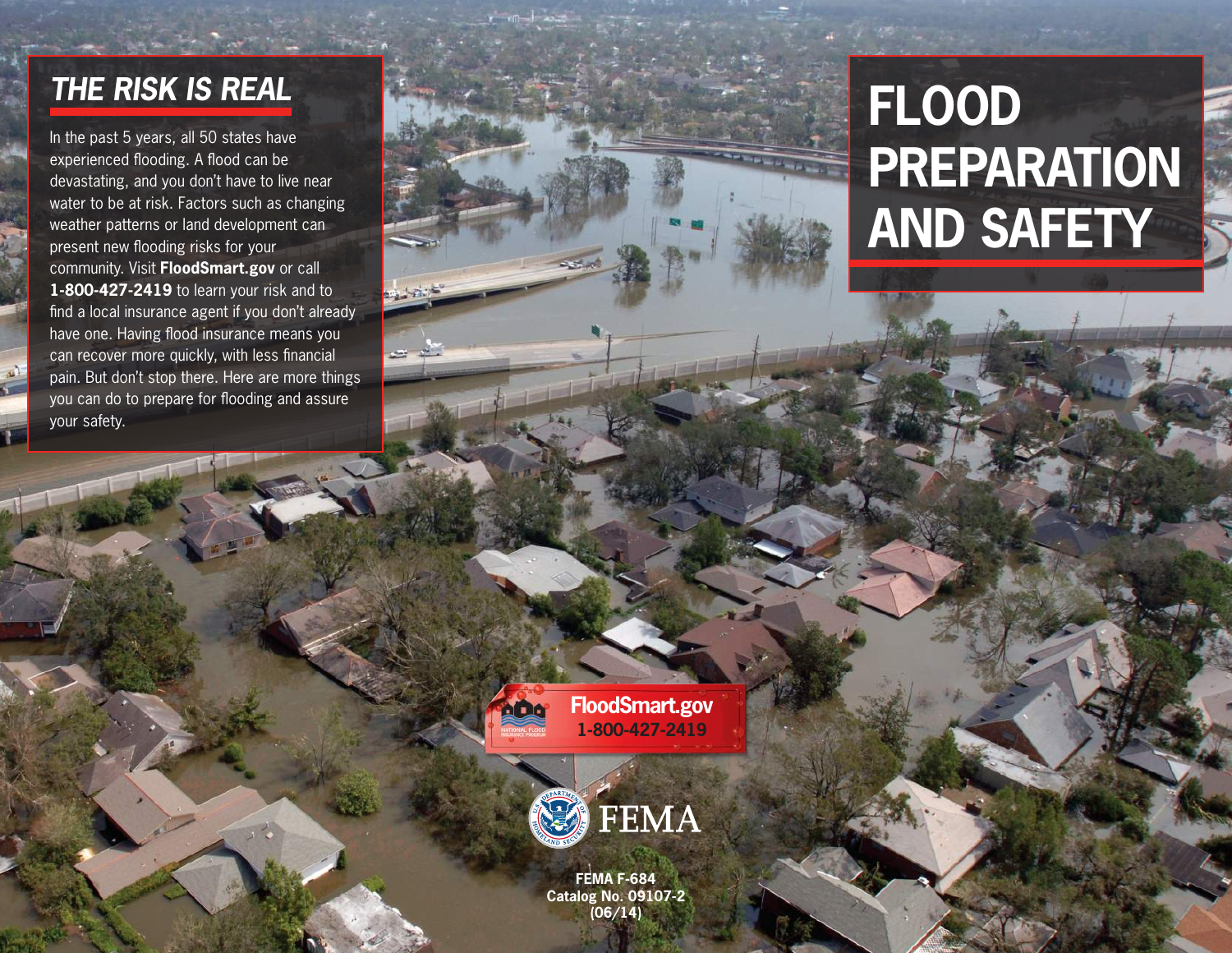# FLOOD PREPARATION AND SAFETY

## THE RISK IS REAL

In the past 5 years, all 50 states have experienced flooding. A flood can be devastating, and you don't have to live near water to be at risk. Factors such as changing weather patterns or land development can present new flooding risks for your community. Visit **FloodSmart.gov** or call **1-800-427-2419** to learn your risk and to find a local insurance agent if you don't already have one. Having flood insurance means you can recover more quickly, with less financial pain. But don't stop there. Here are more things you can do to prepare for flooding and assure your safety.

**FloodSmart.gov**
**1-800-427-2419**

FEMA

FEMA F-684
Catalog No. 09107-2
(06/14)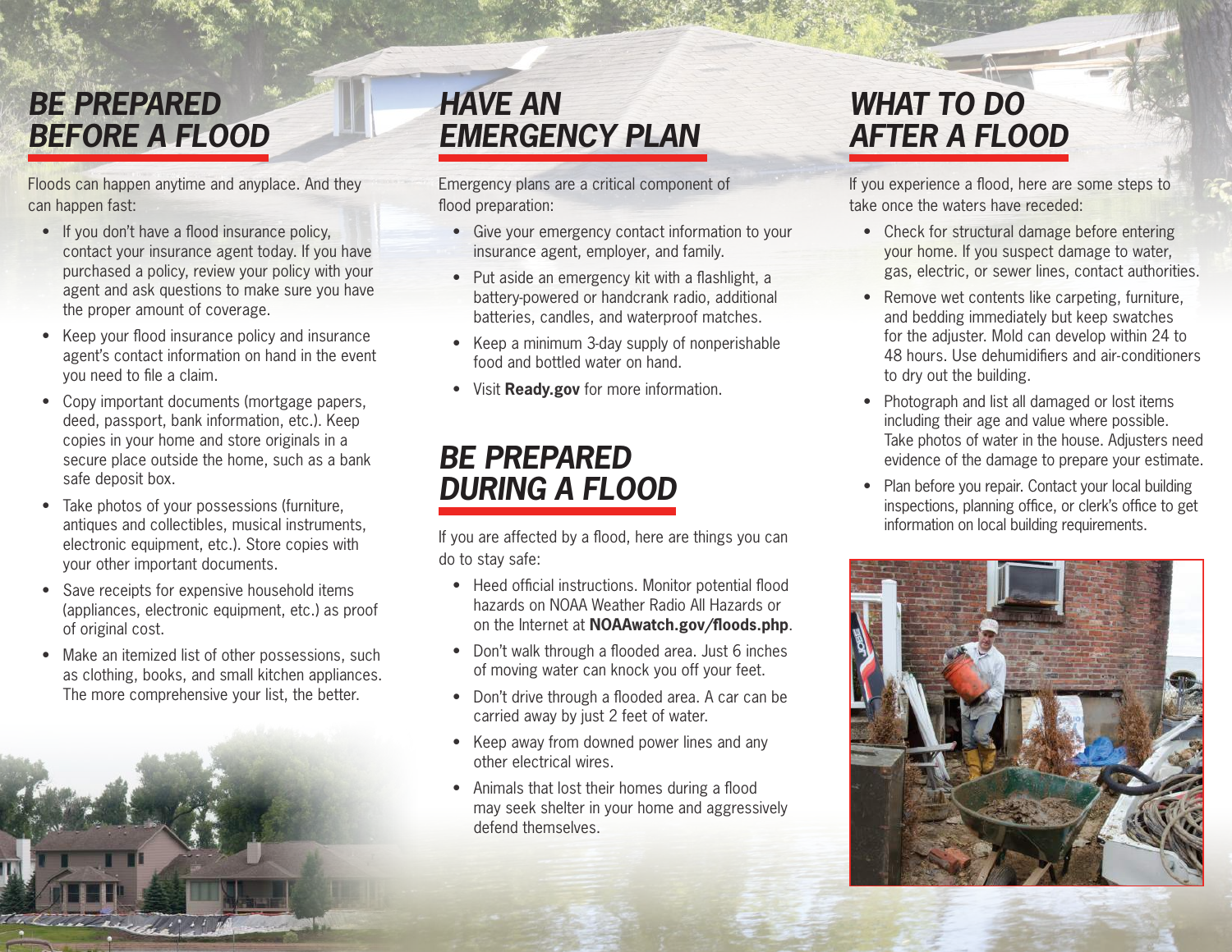## BE PREPARED BEFORE A FLOOD

Floods can happen anytime and anyplace. And they can happen fast:

- If you don't have a flood insurance policy, contact your insurance agent today. If you have purchased a policy, review your policy with your agent and ask questions to make sure you have the proper amount of coverage.
- Keep your flood insurance policy and insurance agent's contact information on hand in the event you need to file a claim.
- Copy important documents (mortgage papers, deed, passport, bank information, etc.). Keep copies in your home and store originals in a secure place outside the home, such as a bank safe deposit box.
- Take photos of your possessions (furniture, antiques and collectibles, musical instruments, electronic equipment, etc.). Store copies with your other important documents.
- Save receipts for expensive household items (appliances, electronic equipment, etc.) as proof of original cost.
- Make an itemized list of other possessions, such as clothing, books, and small kitchen appliances. The more comprehensive your list, the better.

## HAVE AN EMERGENCY PLAN

Emergency plans are a critical component of flood preparation:

- Give your emergency contact information to your insurance agent, employer, and family.
- Put aside an emergency kit with a flashlight, a battery-powered or handcrank radio, additional batteries, candles, and waterproof matches.
- Keep a minimum 3-day supply of nonperishable food and bottled water on hand.
- Visit **Ready.gov** for more information.

## BE PREPARED DURING A FLOOD

If you are affected by a flood, here are things you can do to stay safe:

- Heed official instructions. Monitor potential flood hazards on NOAA Weather Radio All Hazards or on the Internet at **NOAAwatch.gov/floods.php**.
- Don't walk through a flooded area. Just 6 inches of moving water can knock you off your feet.
- Don't drive through a flooded area. A car can be carried away by just 2 feet of water.
- Keep away from downed power lines and any other electrical wires.
- Animals that lost their homes during a flood may seek shelter in your home and aggressively defend themselves.

## WHAT TO DO AFTER A FLOOD

If you experience a flood, here are some steps to take once the waters have receded:

- Check for structural damage before entering your home. If you suspect damage to water, gas, electric, or sewer lines, contact authorities.
- Remove wet contents like carpeting, furniture, and bedding immediately but keep swatches for the adjuster. Mold can develop within 24 to 48 hours. Use dehumidifiers and air-conditioners to dry out the building.
- Photograph and list all damaged or lost items including their age and value where possible. Take photos of water in the house. Adjusters need evidence of the damage to prepare your estimate.
- Plan before you repair. Contact your local building inspections, planning office, or clerk's office to get information on local building requirements.